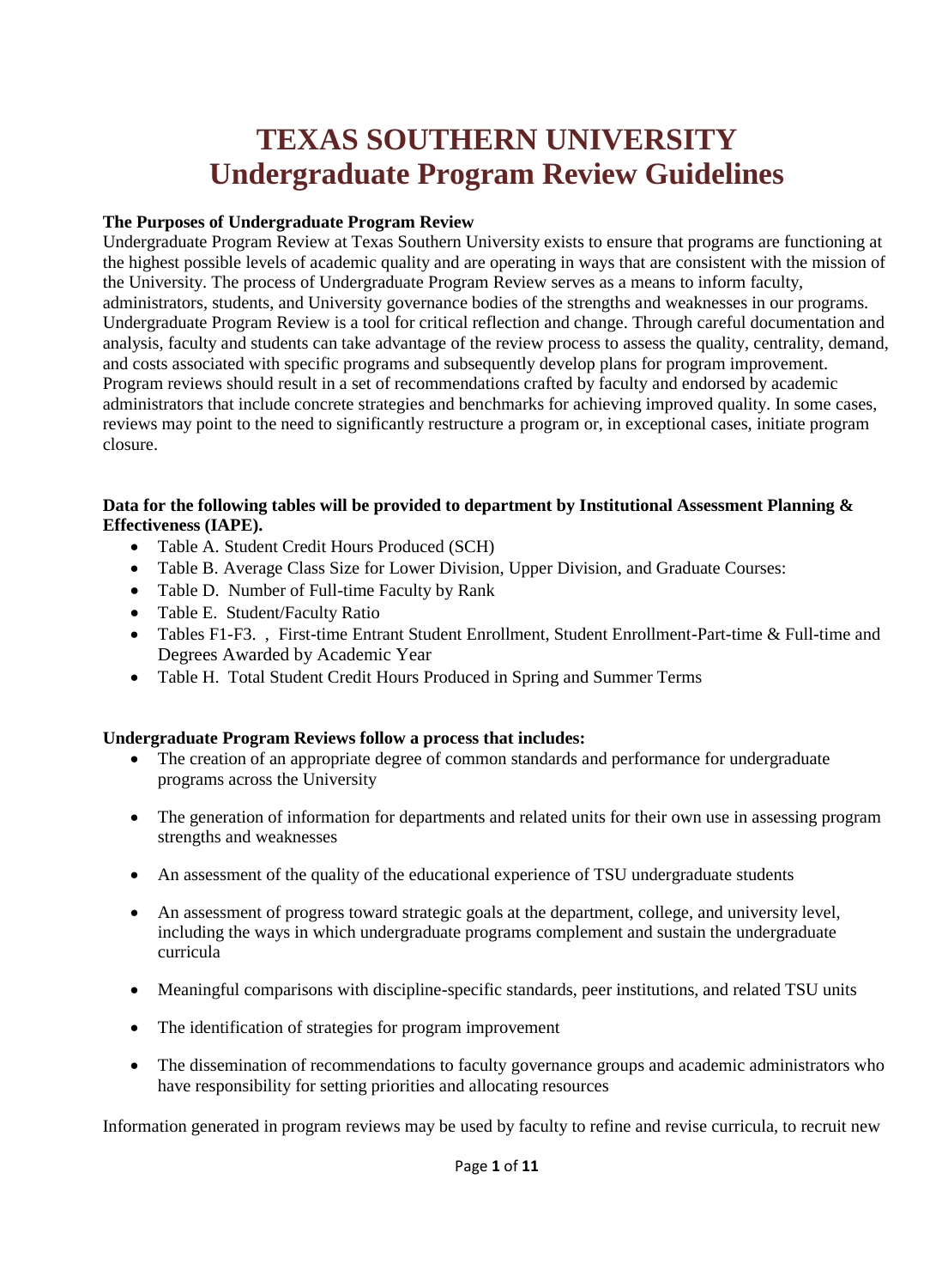# TEXAS SOUTHERN UNIVERSITY
# Undergraduate Program Review Guidelines

**The Purposes of Undergraduate Program Review**

Undergraduate Program Review at Texas Southern University exists to ensure that programs are functioning at the highest possible levels of academic quality and are operating in ways that are consistent with the mission of the University. The process of Undergraduate Program Review serves as a means to inform faculty, administrators, students, and University governance bodies of the strengths and weaknesses in our programs. Undergraduate Program Review is a tool for critical reflection and change. Through careful documentation and analysis, faculty and students can take advantage of the review process to assess the quality, centrality, demand, and costs associated with specific programs and subsequently develop plans for program improvement. Program reviews should result in a set of recommendations crafted by faculty and endorsed by academic administrators that include concrete strategies and benchmarks for achieving improved quality. In some cases, reviews may point to the need to significantly restructure a program or, in exceptional cases, initiate program closure.

**Data for the following tables will be provided to department by Institutional Assessment Planning & Effectiveness (IAPE).**

- Table A. Student Credit Hours Produced (SCH)
- Table B. Average Class Size for Lower Division, Upper Division, and Graduate Courses:
- Table D. Number of Full-time Faculty by Rank
- Table E. Student/Faculty Ratio
- Tables F1-F3. , First-time Entrant Student Enrollment, Student Enrollment-Part-time & Full-time and Degrees Awarded by Academic Year
- Table H. Total Student Credit Hours Produced in Spring and Summer Terms

**Undergraduate Program Reviews follow a process that includes:**

- The creation of an appropriate degree of common standards and performance for undergraduate programs across the University
- The generation of information for departments and related units for their own use in assessing program strengths and weaknesses
- An assessment of the quality of the educational experience of TSU undergraduate students
- An assessment of progress toward strategic goals at the department, college, and university level, including the ways in which undergraduate programs complement and sustain the undergraduate curricula
- Meaningful comparisons with discipline-specific standards, peer institutions, and related TSU units
- The identification of strategies for program improvement
- The dissemination of recommendations to faculty governance groups and academic administrators who have responsibility for setting priorities and allocating resources

Information generated in program reviews may be used by faculty to refine and revise curricula, to recruit new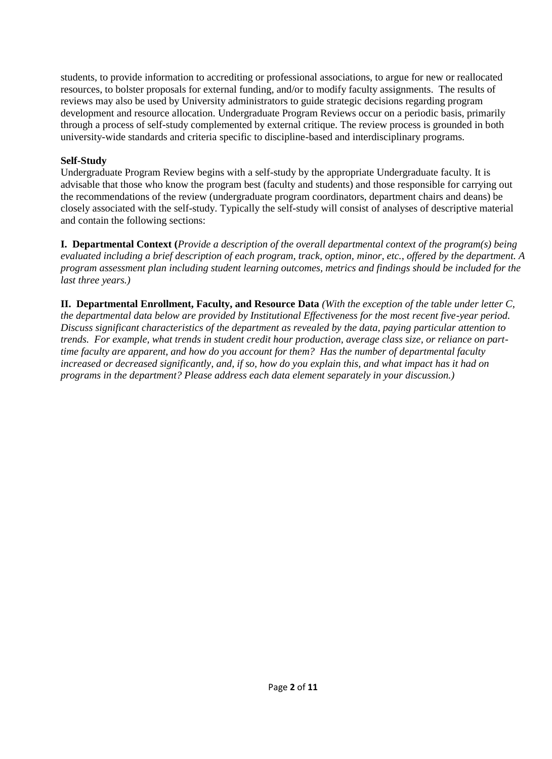students, to provide information to accrediting or professional associations, to argue for new or reallocated resources, to bolster proposals for external funding, and/or to modify faculty assignments. The results of reviews may also be used by University administrators to guide strategic decisions regarding program development and resource allocation. Undergraduate Program Reviews occur on a periodic basis, primarily through a process of self-study complemented by external critique. The review process is grounded in both university-wide standards and criteria specific to discipline-based and interdisciplinary programs.

**Self-Study**

Undergraduate Program Review begins with a self-study by the appropriate Undergraduate faculty. It is advisable that those who know the program best (faculty and students) and those responsible for carrying out the recommendations of the review (undergraduate program coordinators, department chairs and deans) be closely associated with the self-study. Typically the self-study will consist of analyses of descriptive material and contain the following sections:

**I. Departmental Context (***Provide a description of the overall departmental context of the program(s) being evaluated including a brief description of each program, track, option, minor, etc., offered by the department. A program assessment plan including student learning outcomes, metrics and findings should be included for the last three years.)*

**II. Departmental Enrollment, Faculty, and Resource Data** *(With the exception of the table under letter C, the departmental data below are provided by Institutional Effectiveness for the most recent five-year period. Discuss significant characteristics of the department as revealed by the data, paying particular attention to trends. For example, what trends in student credit hour production, average class size, or reliance on part-time faculty are apparent, and how do you account for them? Has the number of departmental faculty increased or decreased significantly, and, if so, how do you explain this, and what impact has it had on programs in the department? Please address each data element separately in your discussion.)*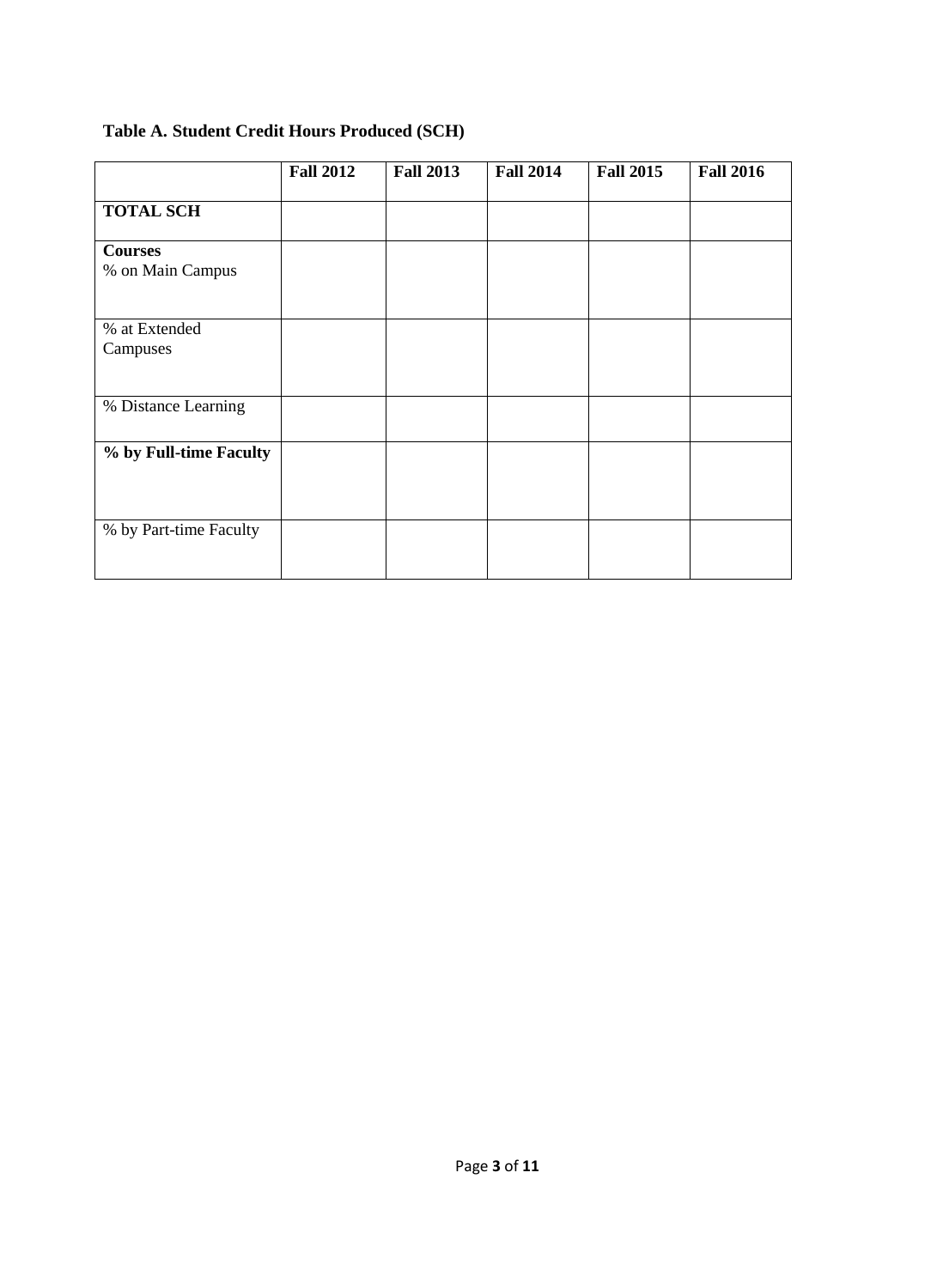**Table A. Student Credit Hours Produced (SCH)**

| | **Fall 2012** | **Fall 2013** | **Fall 2014** | **Fall 2015** | **Fall 2016** |
|---|---|---|---|---|---|
| **TOTAL SCH** | | | | | |
| **Courses** % on Main Campus | | | | | |
| % at Extended Campuses | | | | | |
| % Distance Learning | | | | | |
| **% by Full-time Faculty** | | | | | |
| % by Part-time Faculty | | | | | |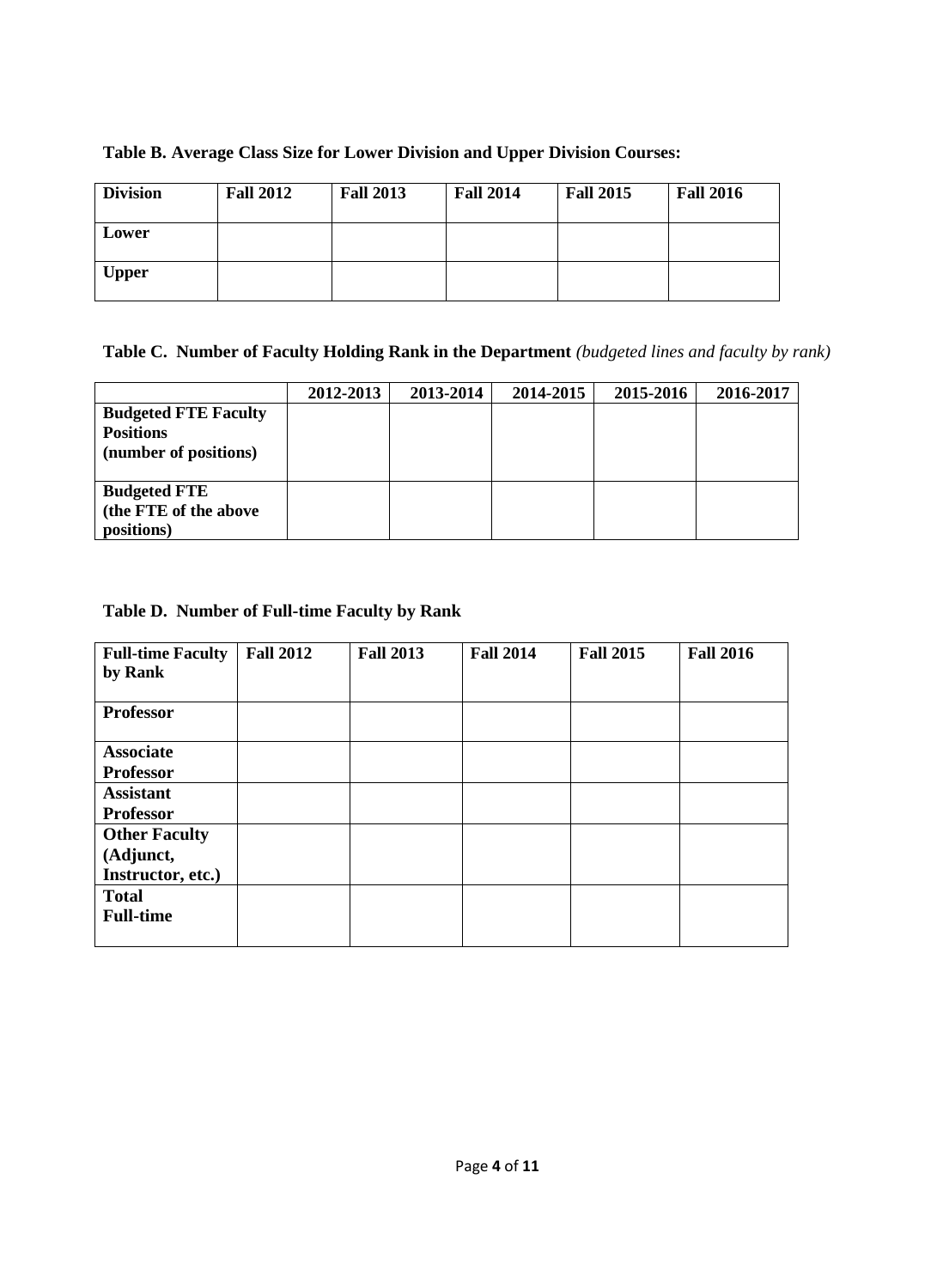**Table B. Average Class Size for Lower Division and Upper Division Courses:**

| Division | Fall 2012 | Fall 2013 | Fall 2014 | Fall 2015 | Fall 2016 |
|---|---|---|---|---|---|
| **Lower** | | | | | |
| **Upper** | | | | | |

**Table C. Number of Faculty Holding Rank in the Department** *(budgeted lines and faculty by rank)*

| | 2012-2013 | 2013-2014 | 2014-2015 | 2015-2016 | 2016-2017 |
|---|---|---|---|---|---|
| **Budgeted FTE Faculty Positions (number of positions)** | | | | | |
| **Budgeted FTE (the FTE of the above positions)** | | | | | |

**Table D. Number of Full-time Faculty by Rank**

| Full-time Faculty by Rank | Fall 2012 | Fall 2013 | Fall 2014 | Fall 2015 | Fall 2016 |
|---|---|---|---|---|---|
| **Professor** | | | | | |
| **Associate Professor** | | | | | |
| **Assistant Professor** | | | | | |
| **Other Faculty (Adjunct, Instructor, etc.)** | | | | | |
| **Total Full-time** | | | | | |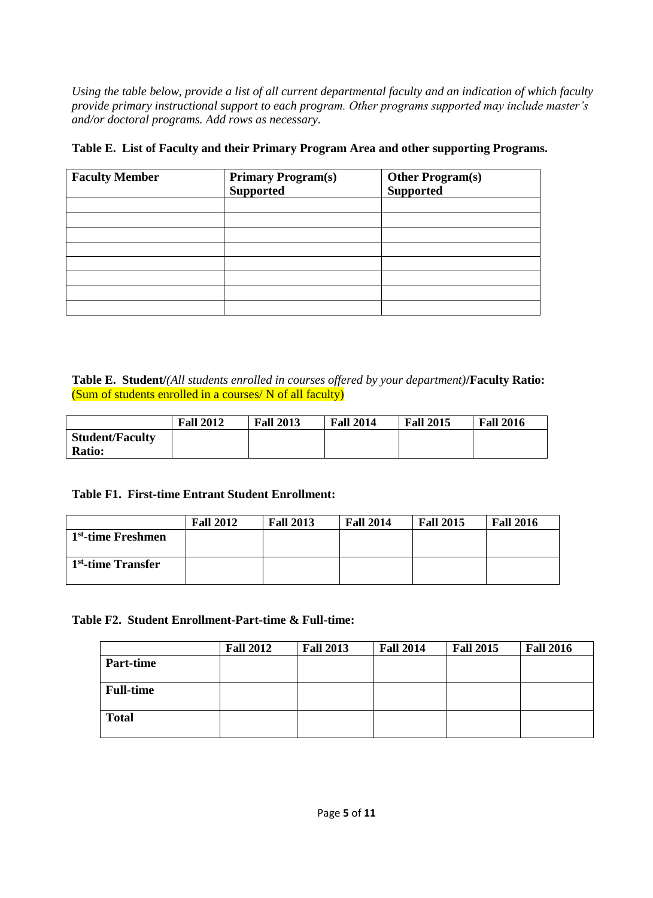*Using the table below, provide a list of all current departmental faculty and an indication of which faculty provide primary instructional support to each program. Other programs supported may include master's and/or doctoral programs. Add rows as necessary.*

**Table E. List of Faculty and their Primary Program Area and other supporting Programs.**

| Faculty Member | Primary Program(s) Supported | Other Program(s) Supported |
|---|---|---|
| | | |
| | | |
| | | |
| | | |
| | | |
| | | |
| | | |
| | | |

**Table E. Student/***(All students enrolled in courses offered by your department)***/Faculty Ratio:** (Sum of students enrolled in a courses/ N of all faculty)

| | Fall 2012 | Fall 2013 | Fall 2014 | Fall 2015 | Fall 2016 |
|---|---|---|---|---|---|
| **Student/Faculty Ratio:** | | | | | |

**Table F1. First-time Entrant Student Enrollment:**

| | Fall 2012 | Fall 2013 | Fall 2014 | Fall 2015 | Fall 2016 |
|---|---|---|---|---|---|
| **1st-time Freshmen** | | | | | |
| **1st-time Transfer** | | | | | |

**Table F2. Student Enrollment-Part-time & Full-time:**

| | Fall 2012 | Fall 2013 | Fall 2014 | Fall 2015 | Fall 2016 |
|---|---|---|---|---|---|
| **Part-time** | | | | | |
| **Full-time** | | | | | |
| **Total** | | | | | |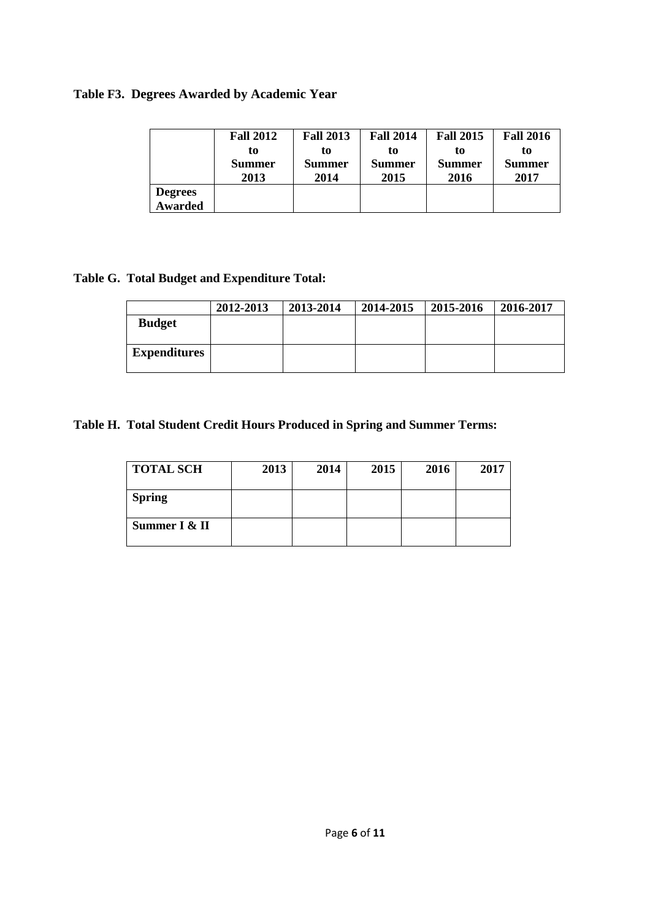**Table F3. Degrees Awarded by Academic Year**

| | Fall 2012 to Summer 2013 | Fall 2013 to Summer 2014 | Fall 2014 to Summer 2015 | Fall 2015 to Summer 2016 | Fall 2016 to Summer 2017 |
|---|---|---|---|---|---|
| **Degrees Awarded** | | | | | |

**Table G. Total Budget and Expenditure Total:**

| | 2012-2013 | 2013-2014 | 2014-2015 | 2015-2016 | 2016-2017 |
|---|---|---|---|---|---|
| **Budget** | | | | | |
| **Expenditures** | | | | | |

**Table H. Total Student Credit Hours Produced in Spring and Summer Terms:**

| TOTAL SCH | 2013 | 2014 | 2015 | 2016 | 2017 |
|---|---|---|---|---|---|
| **Spring** | | | | | |
| **Summer I & II** | | | | | |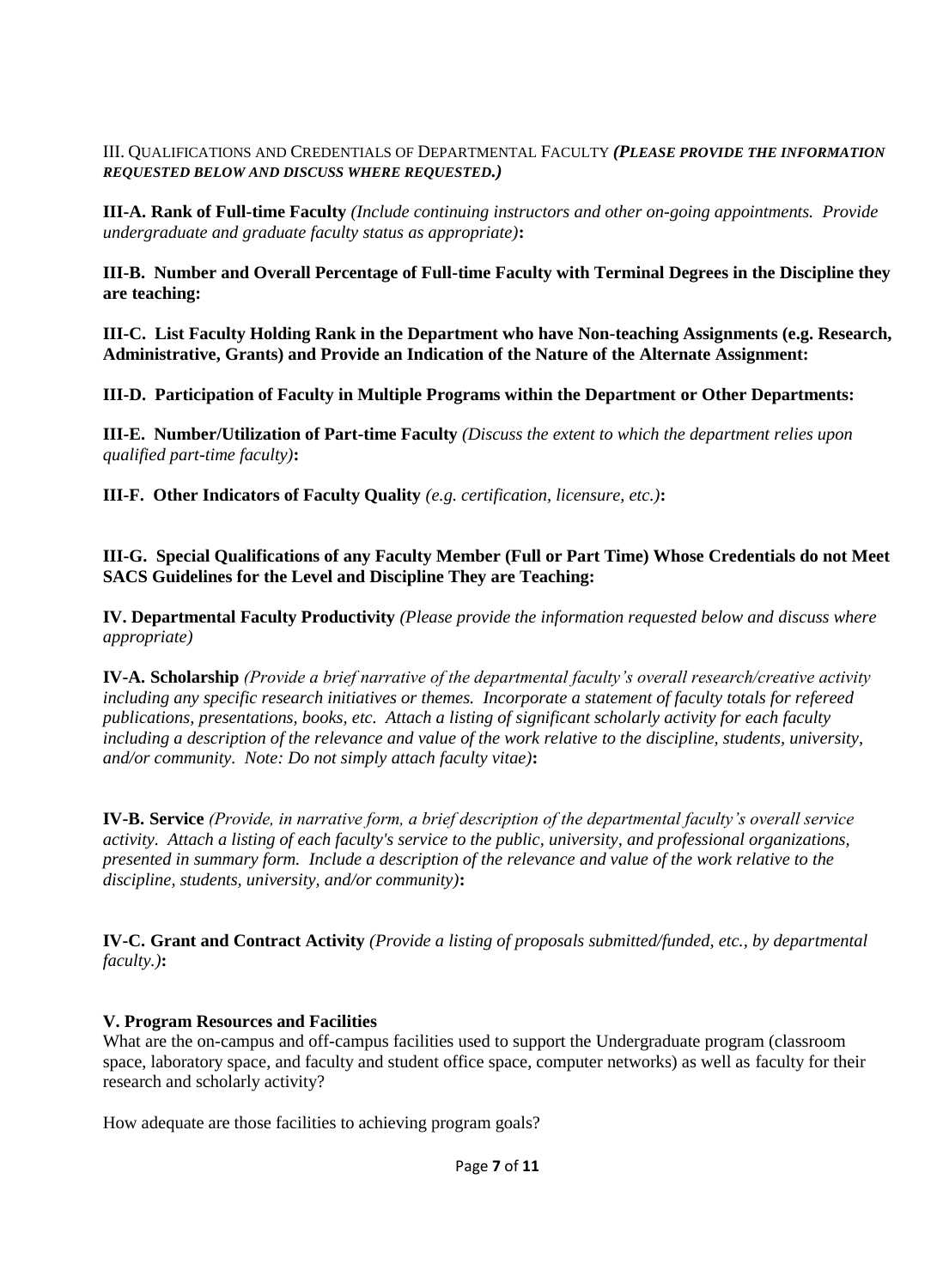## III. Qualifications and Credentials of Departmental Faculty ***(Please provide the information requested below and discuss where requested.)***

**III-A. Rank of Full-time Faculty** *(Include continuing instructors and other on-going appointments. Provide undergraduate and graduate faculty status as appropriate)***:**

**III-B. Number and Overall Percentage of Full-time Faculty with Terminal Degrees in the Discipline they are teaching:**

**III-C. List Faculty Holding Rank in the Department who have Non-teaching Assignments (e.g. Research, Administrative, Grants) and Provide an Indication of the Nature of the Alternate Assignment:**

**III-D. Participation of Faculty in Multiple Programs within the Department or Other Departments:**

**III-E. Number/Utilization of Part-time Faculty** *(Discuss the extent to which the department relies upon qualified part-time faculty)***:**

**III-F. Other Indicators of Faculty Quality** *(e.g. certification, licensure, etc.)***:**

**III-G. Special Qualifications of any Faculty Member (Full or Part Time) Whose Credentials do not Meet SACS Guidelines for the Level and Discipline They are Teaching:**

## IV. Departmental Faculty Productivity *(Please provide the information requested below and discuss where appropriate)*

**IV-A. Scholarship** *(Provide a brief narrative of the departmental faculty's overall research/creative activity including any specific research initiatives or themes. Incorporate a statement of faculty totals for refereed publications, presentations, books, etc. Attach a listing of significant scholarly activity for each faculty including a description of the relevance and value of the work relative to the discipline, students, university, and/or community. Note: Do not simply attach faculty vitae)***:**

**IV-B. Service** *(Provide, in narrative form, a brief description of the departmental faculty's overall service activity. Attach a listing of each faculty's service to the public, university, and professional organizations, presented in summary form. Include a description of the relevance and value of the work relative to the discipline, students, university, and/or community)***:**

**IV-C. Grant and Contract Activity** *(Provide a listing of proposals submitted/funded, etc., by departmental faculty.)***:**

## V. Program Resources and Facilities

What are the on-campus and off-campus facilities used to support the Undergraduate program (classroom space, laboratory space, and faculty and student office space, computer networks) as well as faculty for their research and scholarly activity?

How adequate are those facilities to achieving program goals?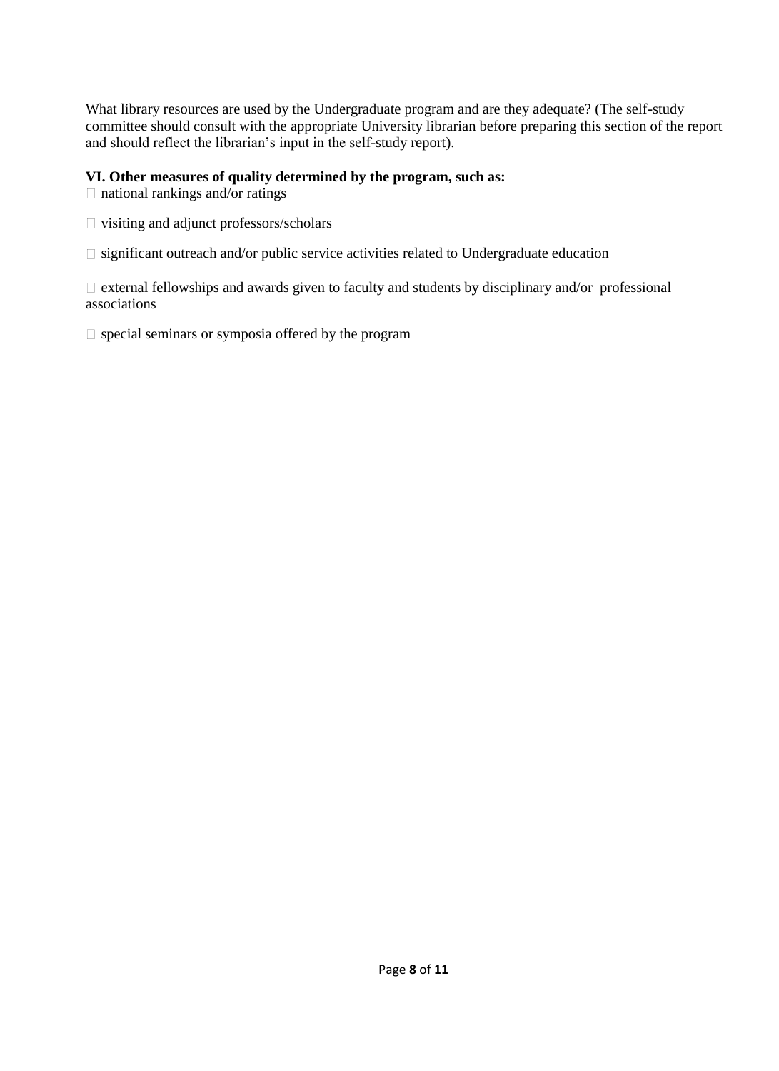What library resources are used by the Undergraduate program and are they adequate? (The self-study committee should consult with the appropriate University librarian before preparing this section of the report and should reflect the librarian's input in the self-study report).

**VI. Other measures of quality determined by the program, such as:**

- national rankings and/or ratings
- visiting and adjunct professors/scholars
- significant outreach and/or public service activities related to Undergraduate education
- external fellowships and awards given to faculty and students by disciplinary and/or professional associations
- special seminars or symposia offered by the program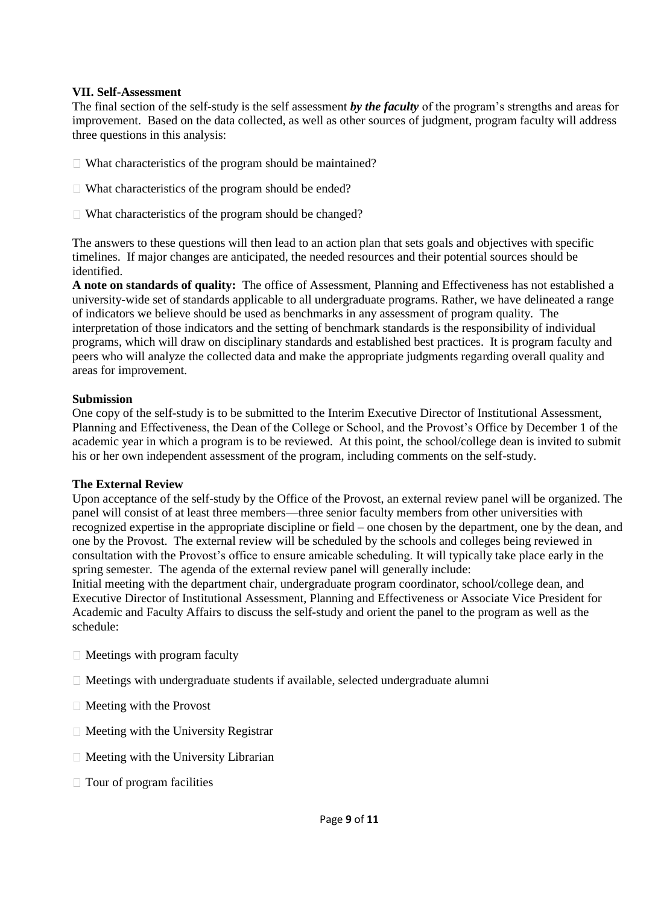### VII. Self-Assessment

The final section of the self-study is the self assessment ***by the faculty*** of the program's strengths and areas for improvement. Based on the data collected, as well as other sources of judgment, program faculty will address three questions in this analysis:

- What characteristics of the program should be maintained?
- What characteristics of the program should be ended?
- What characteristics of the program should be changed?

The answers to these questions will then lead to an action plan that sets goals and objectives with specific timelines. If major changes are anticipated, the needed resources and their potential sources should be identified.

**A note on standards of quality:** The office of Assessment, Planning and Effectiveness has not established a university-wide set of standards applicable to all undergraduate programs. Rather, we have delineated a range of indicators we believe should be used as benchmarks in any assessment of program quality. The interpretation of those indicators and the setting of benchmark standards is the responsibility of individual programs, which will draw on disciplinary standards and established best practices. It is program faculty and peers who will analyze the collected data and make the appropriate judgments regarding overall quality and areas for improvement.

### Submission

One copy of the self-study is to be submitted to the Interim Executive Director of Institutional Assessment, Planning and Effectiveness, the Dean of the College or School, and the Provost's Office by December 1 of the academic year in which a program is to be reviewed. At this point, the school/college dean is invited to submit his or her own independent assessment of the program, including comments on the self-study.

### The External Review

Upon acceptance of the self-study by the Office of the Provost, an external review panel will be organized. The panel will consist of at least three members—three senior faculty members from other universities with recognized expertise in the appropriate discipline or field – one chosen by the department, one by the dean, and one by the Provost. The external review will be scheduled by the schools and colleges being reviewed in consultation with the Provost's office to ensure amicable scheduling. It will typically take place early in the spring semester. The agenda of the external review panel will generally include:

Initial meeting with the department chair, undergraduate program coordinator, school/college dean, and Executive Director of Institutional Assessment, Planning and Effectiveness or Associate Vice President for Academic and Faculty Affairs to discuss the self-study and orient the panel to the program as well as the schedule:

- Meetings with program faculty
- Meetings with undergraduate students if available, selected undergraduate alumni
- Meeting with the Provost
- Meeting with the University Registrar
- Meeting with the University Librarian
- Tour of program facilities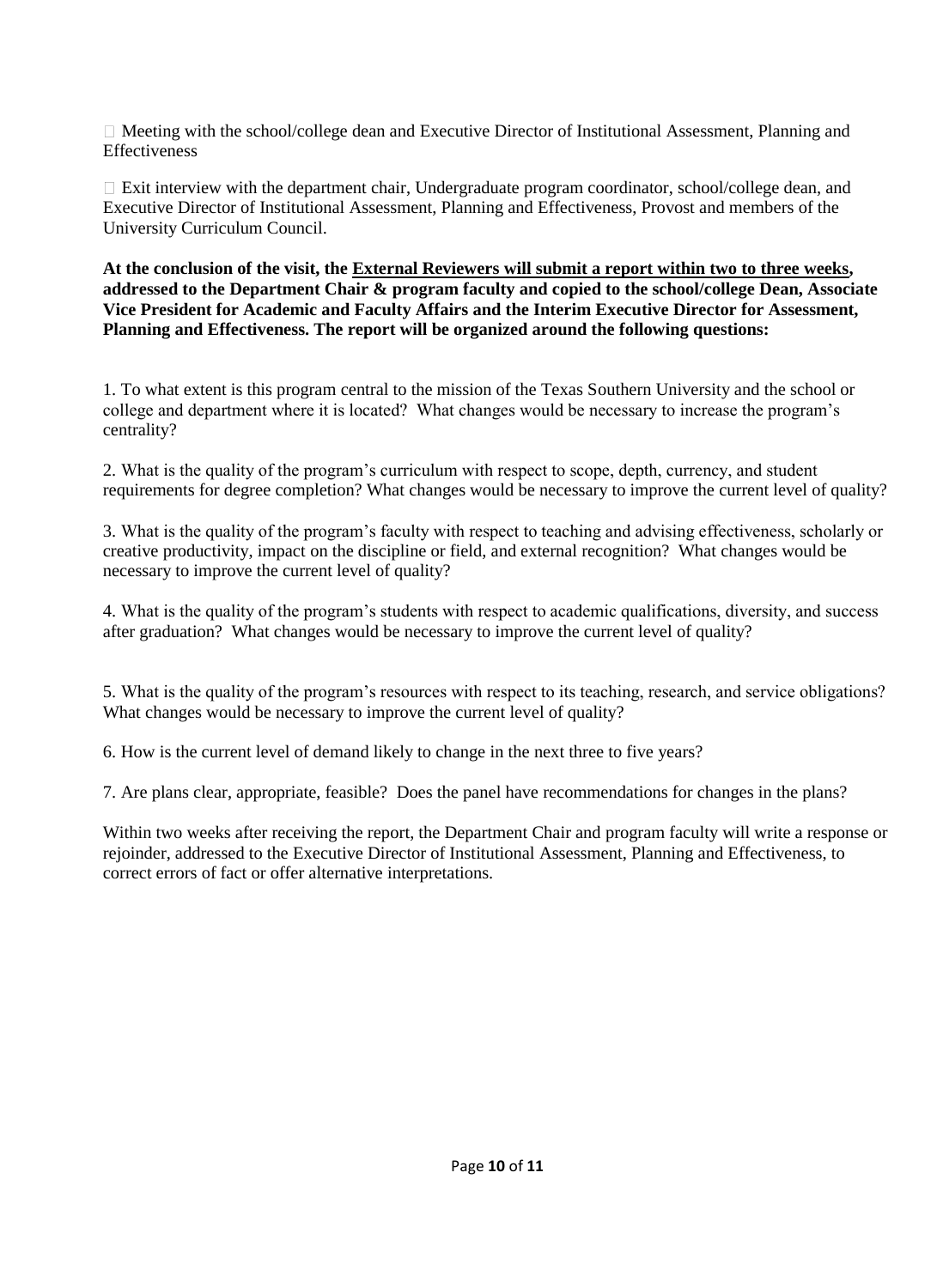- Meeting with the school/college dean and Executive Director of Institutional Assessment, Planning and Effectiveness

- Exit interview with the department chair, Undergraduate program coordinator, school/college dean, and Executive Director of Institutional Assessment, Planning and Effectiveness, Provost and members of the University Curriculum Council.

**At the conclusion of the visit, the <u>External Reviewers will submit a report within two to three weeks</u>, addressed to the Department Chair & program faculty and copied to the school/college Dean, Associate Vice President for Academic and Faculty Affairs and the Interim Executive Director for Assessment, Planning and Effectiveness. The report will be organized around the following questions:**

1. To what extent is this program central to the mission of the Texas Southern University and the school or college and department where it is located? What changes would be necessary to increase the program's centrality?

2. What is the quality of the program's curriculum with respect to scope, depth, currency, and student requirements for degree completion? What changes would be necessary to improve the current level of quality?

3. What is the quality of the program's faculty with respect to teaching and advising effectiveness, scholarly or creative productivity, impact on the discipline or field, and external recognition? What changes would be necessary to improve the current level of quality?

4. What is the quality of the program's students with respect to academic qualifications, diversity, and success after graduation? What changes would be necessary to improve the current level of quality?

5. What is the quality of the program's resources with respect to its teaching, research, and service obligations? What changes would be necessary to improve the current level of quality?

6. How is the current level of demand likely to change in the next three to five years?

7. Are plans clear, appropriate, feasible? Does the panel have recommendations for changes in the plans?

Within two weeks after receiving the report, the Department Chair and program faculty will write a response or rejoinder, addressed to the Executive Director of Institutional Assessment, Planning and Effectiveness, to correct errors of fact or offer alternative interpretations.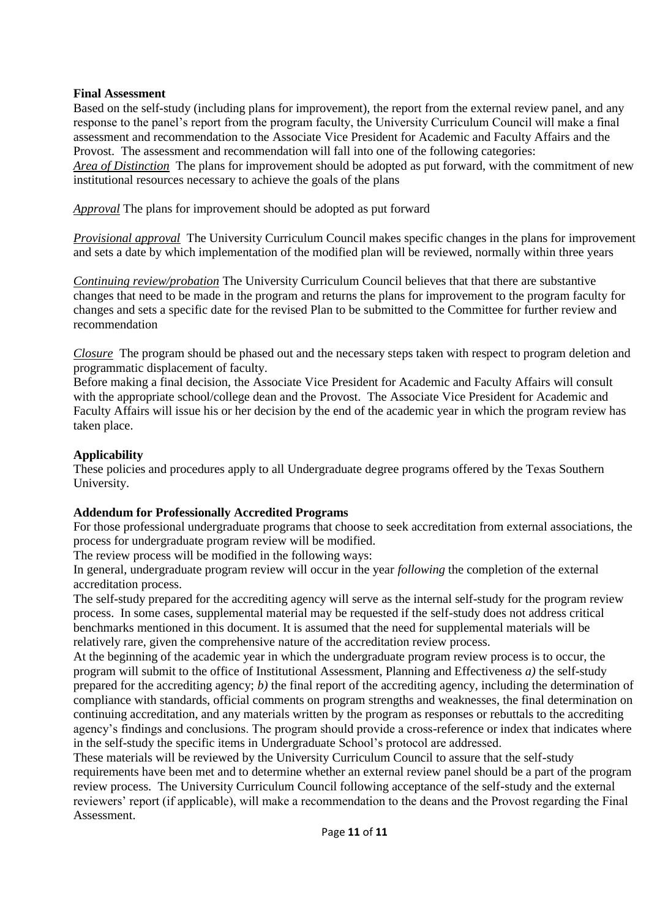**Final Assessment**

Based on the self-study (including plans for improvement), the report from the external review panel, and any response to the panel's report from the program faculty, the University Curriculum Council will make a final assessment and recommendation to the Associate Vice President for Academic and Faculty Affairs and the Provost. The assessment and recommendation will fall into one of the following categories:

***Area of Distinction*** The plans for improvement should be adopted as put forward, with the commitment of new institutional resources necessary to achieve the goals of the plans

***Approval*** The plans for improvement should be adopted as put forward

***Provisional approval*** The University Curriculum Council makes specific changes in the plans for improvement and sets a date by which implementation of the modified plan will be reviewed, normally within three years

***Continuing review/probation*** The University Curriculum Council believes that that there are substantive changes that need to be made in the program and returns the plans for improvement to the program faculty for changes and sets a specific date for the revised Plan to be submitted to the Committee for further review and recommendation

***Closure*** The program should be phased out and the necessary steps taken with respect to program deletion and programmatic displacement of faculty.

Before making a final decision, the Associate Vice President for Academic and Faculty Affairs will consult with the appropriate school/college dean and the Provost. The Associate Vice President for Academic and Faculty Affairs will issue his or her decision by the end of the academic year in which the program review has taken place.

**Applicability**

These policies and procedures apply to all Undergraduate degree programs offered by the Texas Southern University.

**Addendum for Professionally Accredited Programs**

For those professional undergraduate programs that choose to seek accreditation from external associations, the process for undergraduate program review will be modified.

The review process will be modified in the following ways:

In general, undergraduate program review will occur in the year *following* the completion of the external accreditation process.

The self-study prepared for the accrediting agency will serve as the internal self-study for the program review process. In some cases, supplemental material may be requested if the self-study does not address critical benchmarks mentioned in this document. It is assumed that the need for supplemental materials will be relatively rare, given the comprehensive nature of the accreditation review process.

At the beginning of the academic year in which the undergraduate program review process is to occur, the program will submit to the office of Institutional Assessment, Planning and Effectiveness *a)* the self-study prepared for the accrediting agency; *b)* the final report of the accrediting agency, including the determination of compliance with standards, official comments on program strengths and weaknesses, the final determination on continuing accreditation, and any materials written by the program as responses or rebuttals to the accrediting agency's findings and conclusions. The program should provide a cross-reference or index that indicates where in the self-study the specific items in Undergraduate School's protocol are addressed.

These materials will be reviewed by the University Curriculum Council to assure that the self-study requirements have been met and to determine whether an external review panel should be a part of the program review process. The University Curriculum Council following acceptance of the self-study and the external reviewers' report (if applicable), will make a recommendation to the deans and the Provost regarding the Final Assessment.